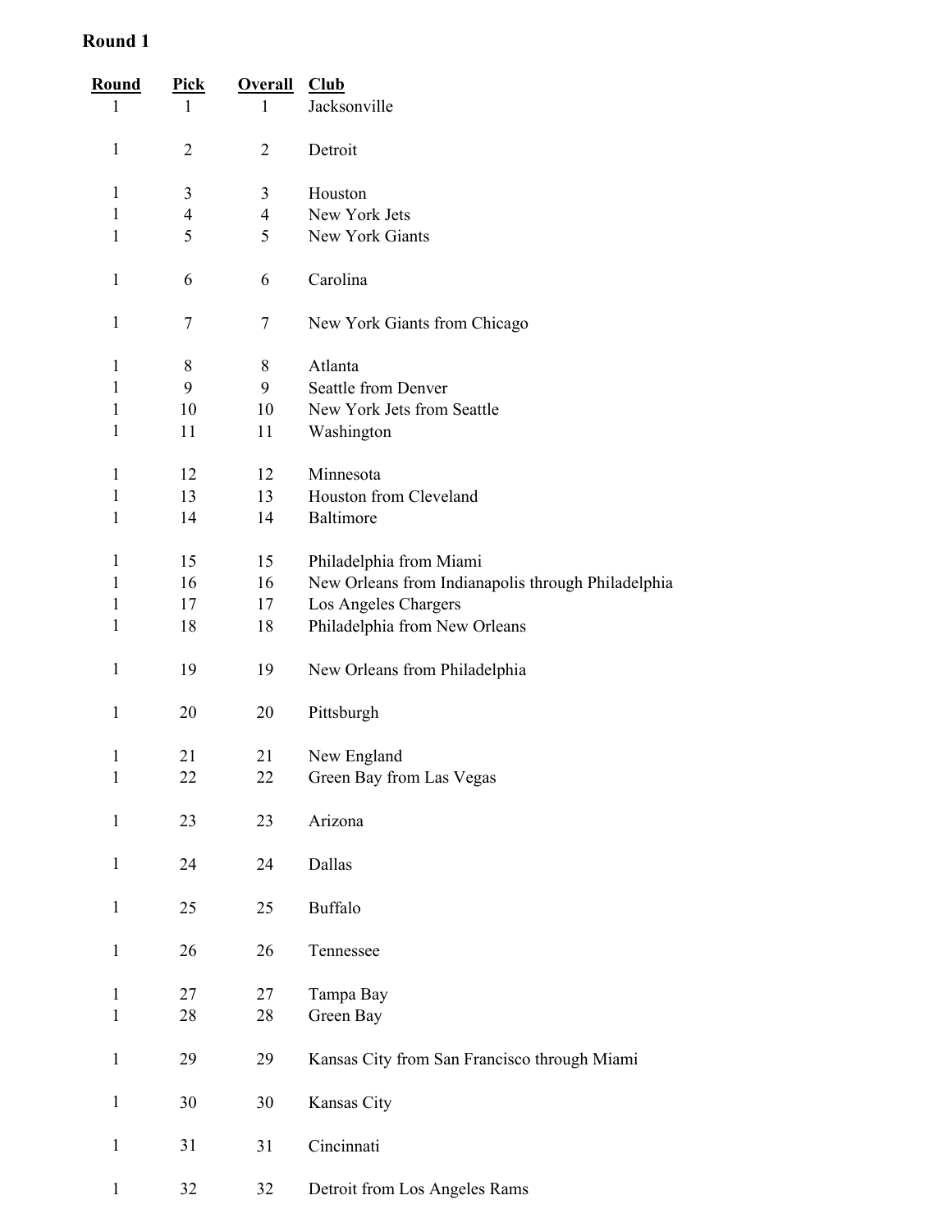## Round 1

| Round | Pick | Overall | Club |
| --- | --- | --- | --- |
| 1 | 1 | 1 | Jacksonville |
| 1 | 2 | 2 | Detroit |
| 1 | 3 | 3 | Houston |
| 1 | 4 | 4 | New York Jets |
| 1 | 5 | 5 | New York Giants |
| 1 | 6 | 6 | Carolina |
| 1 | 7 | 7 | New York Giants from Chicago |
| 1 | 8 | 8 | Atlanta |
| 1 | 9 | 9 | Seattle from Denver |
| 1 | 10 | 10 | New York Jets from Seattle |
| 1 | 11 | 11 | Washington |
| 1 | 12 | 12 | Minnesota |
| 1 | 13 | 13 | Houston from Cleveland |
| 1 | 14 | 14 | Baltimore |
| 1 | 15 | 15 | Philadelphia from Miami |
| 1 | 16 | 16 | New Orleans from Indianapolis through Philadelphia |
| 1 | 17 | 17 | Los Angeles Chargers |
| 1 | 18 | 18 | Philadelphia from New Orleans |
| 1 | 19 | 19 | New Orleans from Philadelphia |
| 1 | 20 | 20 | Pittsburgh |
| 1 | 21 | 21 | New England |
| 1 | 22 | 22 | Green Bay from Las Vegas |
| 1 | 23 | 23 | Arizona |
| 1 | 24 | 24 | Dallas |
| 1 | 25 | 25 | Buffalo |
| 1 | 26 | 26 | Tennessee |
| 1 | 27 | 27 | Tampa Bay |
| 1 | 28 | 28 | Green Bay |
| 1 | 29 | 29 | Kansas City from San Francisco through Miami |
| 1 | 30 | 30 | Kansas City |
| 1 | 31 | 31 | Cincinnati |
| 1 | 32 | 32 | Detroit from Los Angeles Rams |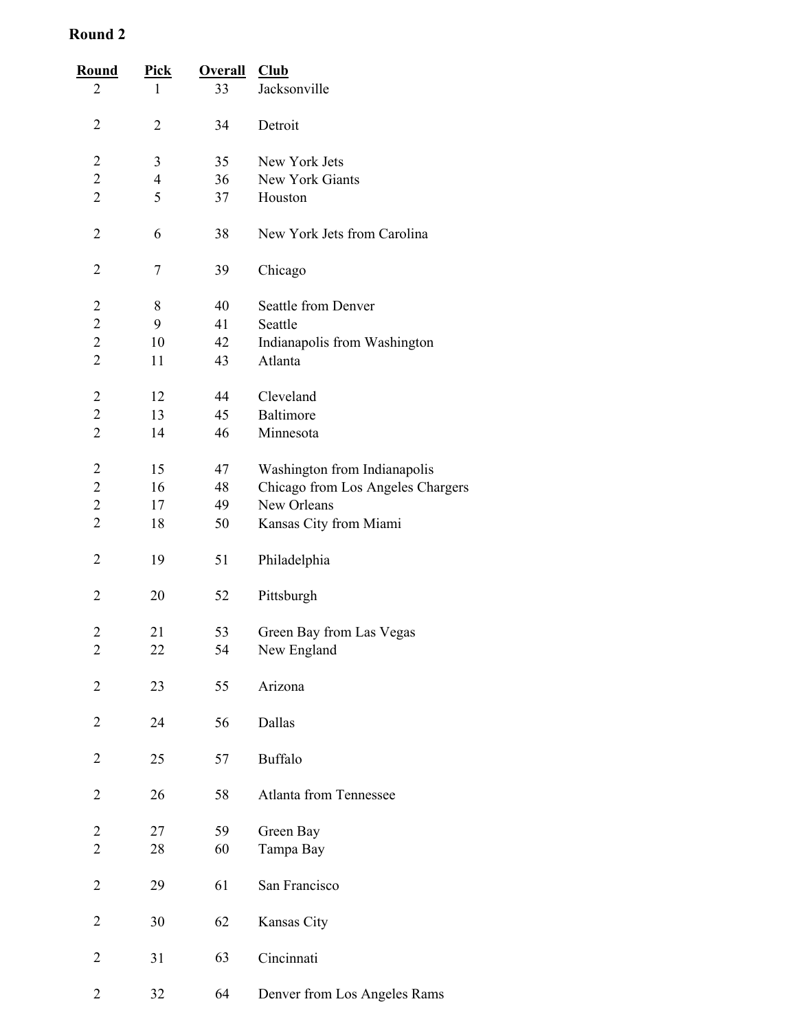**Round 2**

| Round | Pick | Overall | Club |
|---|---|---|---|
| 2 | 1 | 33 | Jacksonville |
| 2 | 2 | 34 | Detroit |
| 2 | 3 | 35 | New York Jets |
| 2 | 4 | 36 | New York Giants |
| 2 | 5 | 37 | Houston |
| 2 | 6 | 38 | New York Jets from Carolina |
| 2 | 7 | 39 | Chicago |
| 2 | 8 | 40 | Seattle from Denver |
| 2 | 9 | 41 | Seattle |
| 2 | 10 | 42 | Indianapolis from Washington |
| 2 | 11 | 43 | Atlanta |
| 2 | 12 | 44 | Cleveland |
| 2 | 13 | 45 | Baltimore |
| 2 | 14 | 46 | Minnesota |
| 2 | 15 | 47 | Washington from Indianapolis |
| 2 | 16 | 48 | Chicago from Los Angeles Chargers |
| 2 | 17 | 49 | New Orleans |
| 2 | 18 | 50 | Kansas City from Miami |
| 2 | 19 | 51 | Philadelphia |
| 2 | 20 | 52 | Pittsburgh |
| 2 | 21 | 53 | Green Bay from Las Vegas |
| 2 | 22 | 54 | New England |
| 2 | 23 | 55 | Arizona |
| 2 | 24 | 56 | Dallas |
| 2 | 25 | 57 | Buffalo |
| 2 | 26 | 58 | Atlanta from Tennessee |
| 2 | 27 | 59 | Green Bay |
| 2 | 28 | 60 | Tampa Bay |
| 2 | 29 | 61 | San Francisco |
| 2 | 30 | 62 | Kansas City |
| 2 | 31 | 63 | Cincinnati |
| 2 | 32 | 64 | Denver from Los Angeles Rams |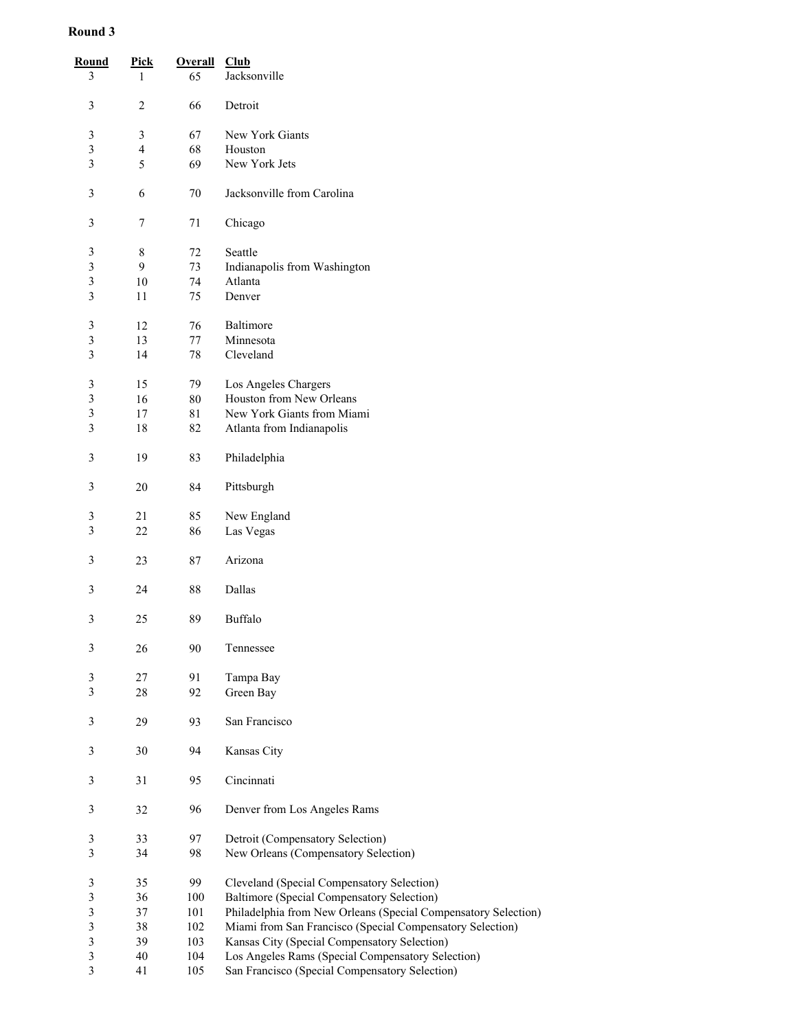**Round 3**

| Round | Pick | Overall | Club |
|---|---|---|---|
| 3 | 1 | 65 | Jacksonville |
| 3 | 2 | 66 | Detroit |
| 3 | 3 | 67 | New York Giants |
| 3 | 4 | 68 | Houston |
| 3 | 5 | 69 | New York Jets |
| 3 | 6 | 70 | Jacksonville from Carolina |
| 3 | 7 | 71 | Chicago |
| 3 | 8 | 72 | Seattle |
| 3 | 9 | 73 | Indianapolis from Washington |
| 3 | 10 | 74 | Atlanta |
| 3 | 11 | 75 | Denver |
| 3 | 12 | 76 | Baltimore |
| 3 | 13 | 77 | Minnesota |
| 3 | 14 | 78 | Cleveland |
| 3 | 15 | 79 | Los Angeles Chargers |
| 3 | 16 | 80 | Houston from New Orleans |
| 3 | 17 | 81 | New York Giants from Miami |
| 3 | 18 | 82 | Atlanta from Indianapolis |
| 3 | 19 | 83 | Philadelphia |
| 3 | 20 | 84 | Pittsburgh |
| 3 | 21 | 85 | New England |
| 3 | 22 | 86 | Las Vegas |
| 3 | 23 | 87 | Arizona |
| 3 | 24 | 88 | Dallas |
| 3 | 25 | 89 | Buffalo |
| 3 | 26 | 90 | Tennessee |
| 3 | 27 | 91 | Tampa Bay |
| 3 | 28 | 92 | Green Bay |
| 3 | 29 | 93 | San Francisco |
| 3 | 30 | 94 | Kansas City |
| 3 | 31 | 95 | Cincinnati |
| 3 | 32 | 96 | Denver from Los Angeles Rams |
| 3 | 33 | 97 | Detroit (Compensatory Selection) |
| 3 | 34 | 98 | New Orleans (Compensatory Selection) |
| 3 | 35 | 99 | Cleveland (Special Compensatory Selection) |
| 3 | 36 | 100 | Baltimore (Special Compensatory Selection) |
| 3 | 37 | 101 | Philadelphia from New Orleans (Special Compensatory Selection) |
| 3 | 38 | 102 | Miami from San Francisco (Special Compensatory Selection) |
| 3 | 39 | 103 | Kansas City (Special Compensatory Selection) |
| 3 | 40 | 104 | Los Angeles Rams (Special Compensatory Selection) |
| 3 | 41 | 105 | San Francisco (Special Compensatory Selection) |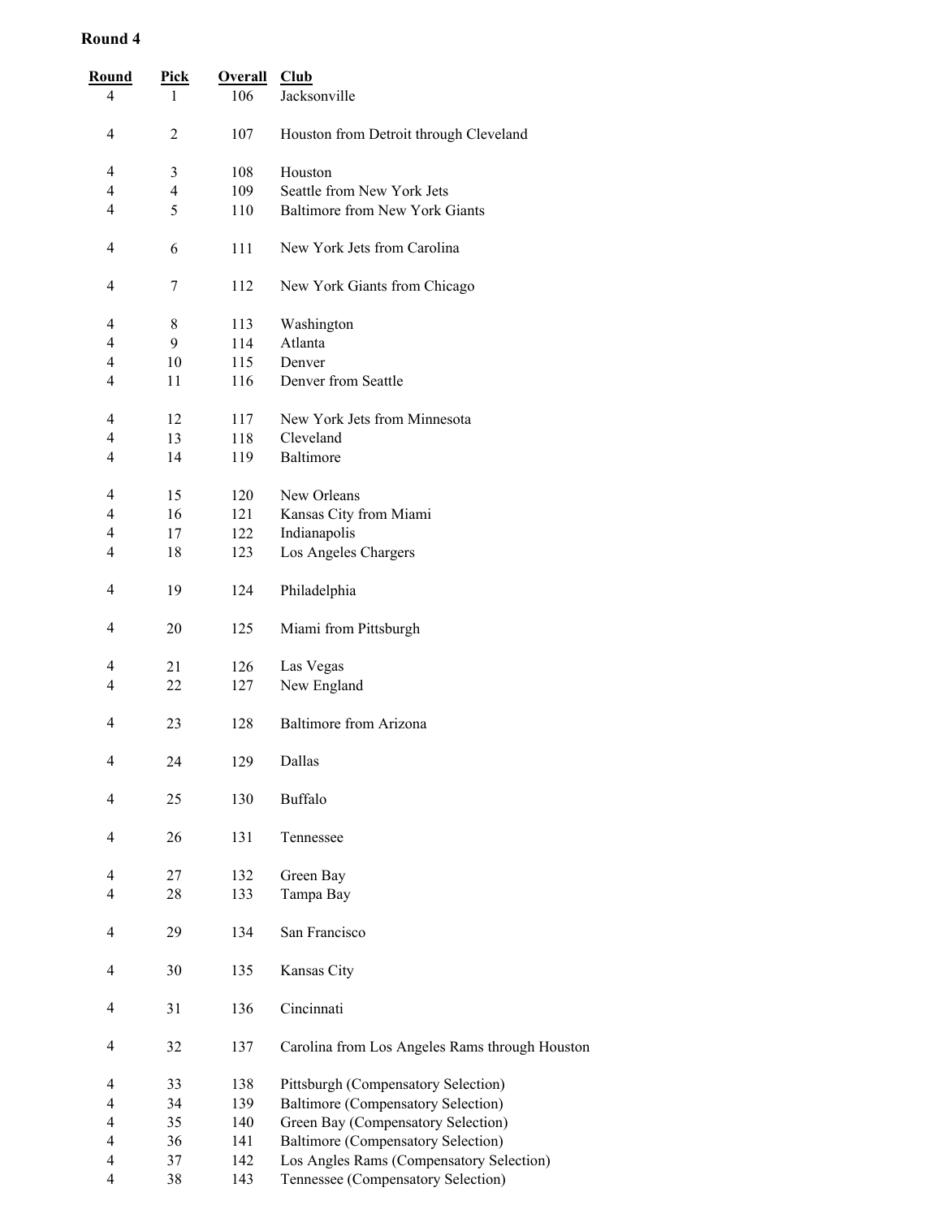**Round 4**

| Round | Pick | Overall | Club |
|---|---|---|---|
| 4 | 1 | 106 | Jacksonville |
| 4 | 2 | 107 | Houston from Detroit through Cleveland |
| 4 | 3 | 108 | Houston |
| 4 | 4 | 109 | Seattle from New York Jets |
| 4 | 5 | 110 | Baltimore from New York Giants |
| 4 | 6 | 111 | New York Jets from Carolina |
| 4 | 7 | 112 | New York Giants from Chicago |
| 4 | 8 | 113 | Washington |
| 4 | 9 | 114 | Atlanta |
| 4 | 10 | 115 | Denver |
| 4 | 11 | 116 | Denver from Seattle |
| 4 | 12 | 117 | New York Jets from Minnesota |
| 4 | 13 | 118 | Cleveland |
| 4 | 14 | 119 | Baltimore |
| 4 | 15 | 120 | New Orleans |
| 4 | 16 | 121 | Kansas City from Miami |
| 4 | 17 | 122 | Indianapolis |
| 4 | 18 | 123 | Los Angeles Chargers |
| 4 | 19 | 124 | Philadelphia |
| 4 | 20 | 125 | Miami from Pittsburgh |
| 4 | 21 | 126 | Las Vegas |
| 4 | 22 | 127 | New England |
| 4 | 23 | 128 | Baltimore from Arizona |
| 4 | 24 | 129 | Dallas |
| 4 | 25 | 130 | Buffalo |
| 4 | 26 | 131 | Tennessee |
| 4 | 27 | 132 | Green Bay |
| 4 | 28 | 133 | Tampa Bay |
| 4 | 29 | 134 | San Francisco |
| 4 | 30 | 135 | Kansas City |
| 4 | 31 | 136 | Cincinnati |
| 4 | 32 | 137 | Carolina from Los Angeles Rams through Houston |
| 4 | 33 | 138 | Pittsburgh (Compensatory Selection) |
| 4 | 34 | 139 | Baltimore (Compensatory Selection) |
| 4 | 35 | 140 | Green Bay (Compensatory Selection) |
| 4 | 36 | 141 | Baltimore (Compensatory Selection) |
| 4 | 37 | 142 | Los Angles Rams (Compensatory Selection) |
| 4 | 38 | 143 | Tennessee (Compensatory Selection) |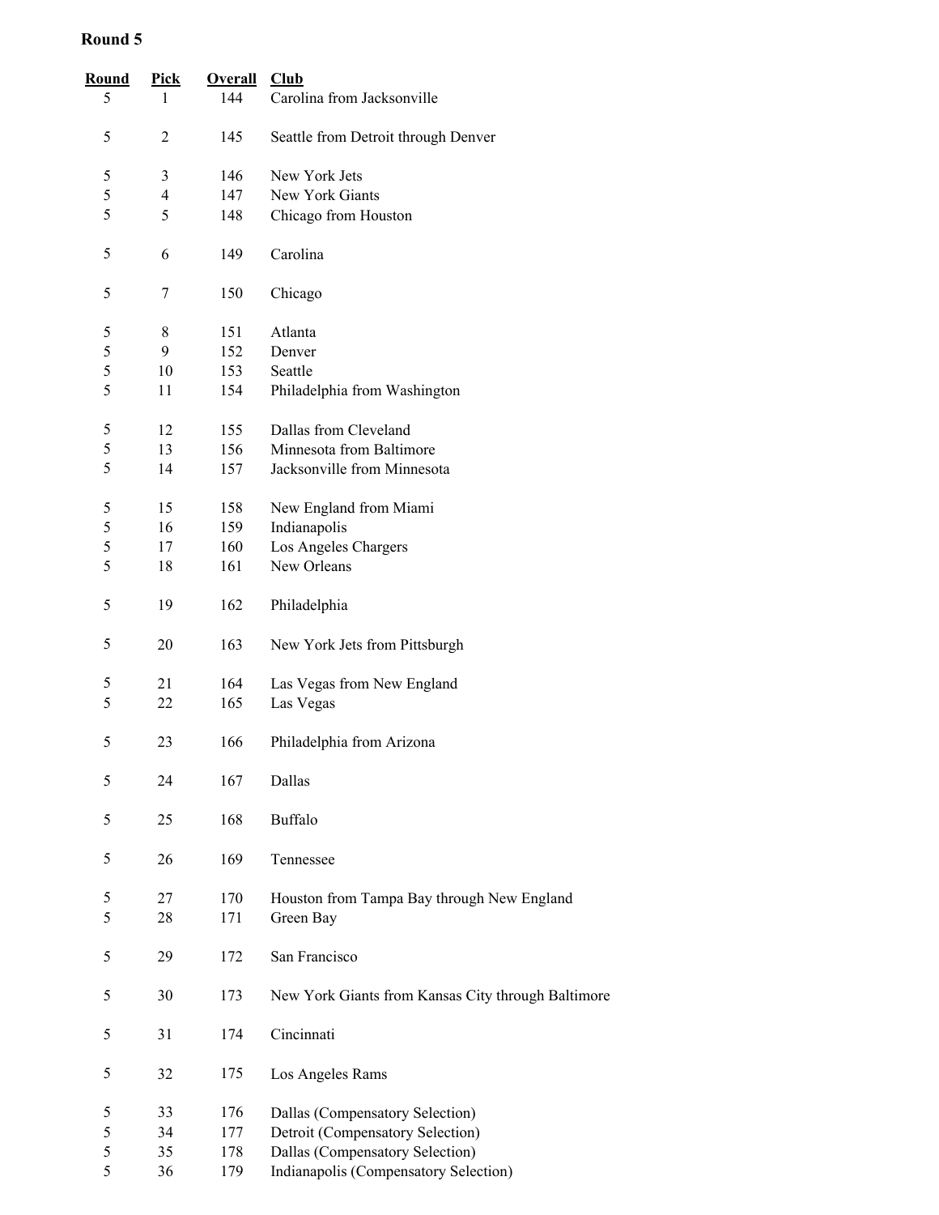## Round 5

| Round | Pick | Overall | Club |
|---|---|---|---|
| 5 | 1 | 144 | Carolina from Jacksonville |
| 5 | 2 | 145 | Seattle from Detroit through Denver |
| 5 | 3 | 146 | New York Jets |
| 5 | 4 | 147 | New York Giants |
| 5 | 5 | 148 | Chicago from Houston |
| 5 | 6 | 149 | Carolina |
| 5 | 7 | 150 | Chicago |
| 5 | 8 | 151 | Atlanta |
| 5 | 9 | 152 | Denver |
| 5 | 10 | 153 | Seattle |
| 5 | 11 | 154 | Philadelphia from Washington |
| 5 | 12 | 155 | Dallas from Cleveland |
| 5 | 13 | 156 | Minnesota from Baltimore |
| 5 | 14 | 157 | Jacksonville from Minnesota |
| 5 | 15 | 158 | New England from Miami |
| 5 | 16 | 159 | Indianapolis |
| 5 | 17 | 160 | Los Angeles Chargers |
| 5 | 18 | 161 | New Orleans |
| 5 | 19 | 162 | Philadelphia |
| 5 | 20 | 163 | New York Jets from Pittsburgh |
| 5 | 21 | 164 | Las Vegas from New England |
| 5 | 22 | 165 | Las Vegas |
| 5 | 23 | 166 | Philadelphia from Arizona |
| 5 | 24 | 167 | Dallas |
| 5 | 25 | 168 | Buffalo |
| 5 | 26 | 169 | Tennessee |
| 5 | 27 | 170 | Houston from Tampa Bay through New England |
| 5 | 28 | 171 | Green Bay |
| 5 | 29 | 172 | San Francisco |
| 5 | 30 | 173 | New York Giants from Kansas City through Baltimore |
| 5 | 31 | 174 | Cincinnati |
| 5 | 32 | 175 | Los Angeles Rams |
| 5 | 33 | 176 | Dallas (Compensatory Selection) |
| 5 | 34 | 177 | Detroit (Compensatory Selection) |
| 5 | 35 | 178 | Dallas (Compensatory Selection) |
| 5 | 36 | 179 | Indianapolis (Compensatory Selection) |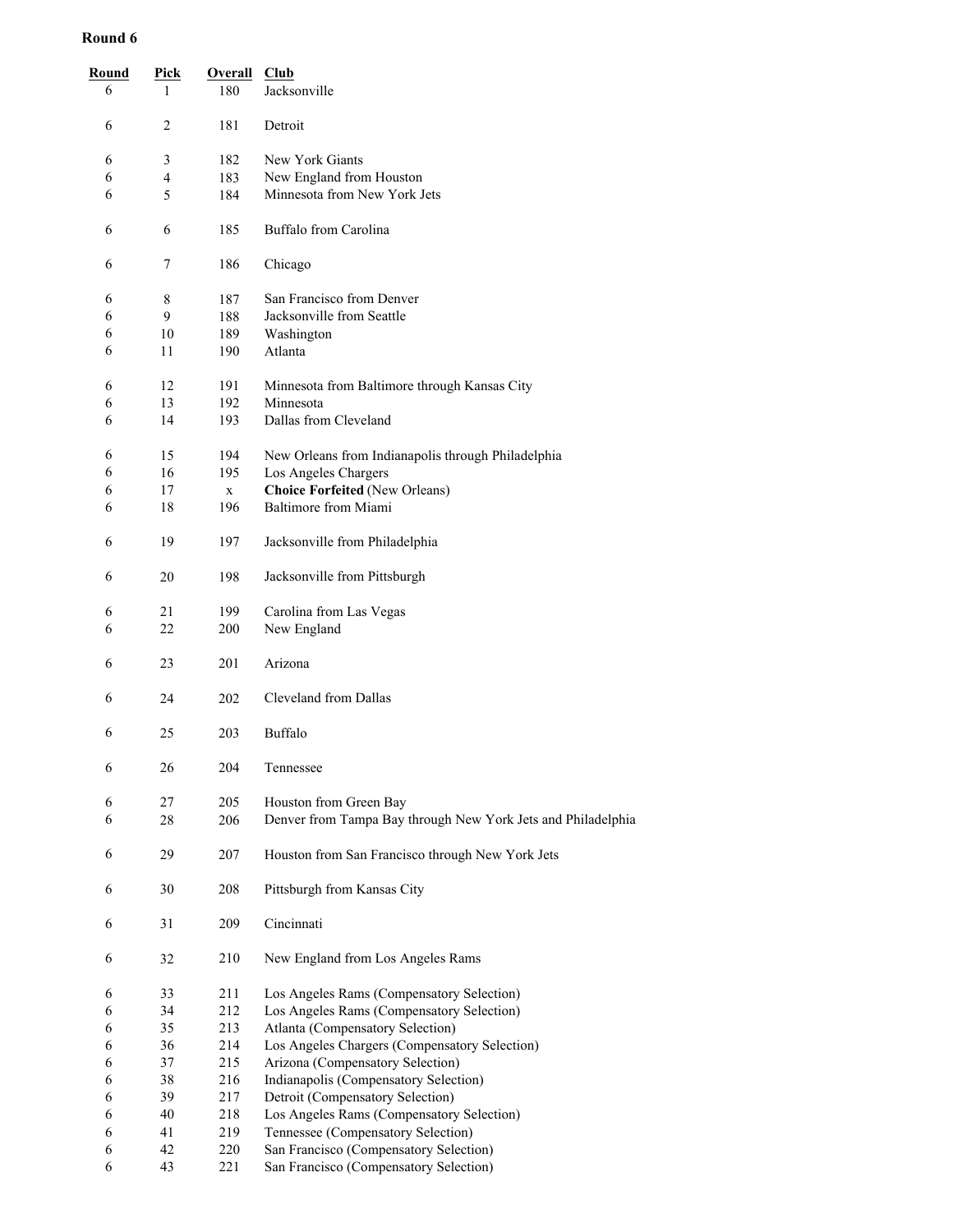**Round 6**

| Round | Pick | Overall | Club |
|---|---|---|---|
| 6 | 1 | 180 | Jacksonville |
| 6 | 2 | 181 | Detroit |
| 6 | 3 | 182 | New York Giants |
| 6 | 4 | 183 | New England from Houston |
| 6 | 5 | 184 | Minnesota from New York Jets |
| 6 | 6 | 185 | Buffalo from Carolina |
| 6 | 7 | 186 | Chicago |
| 6 | 8 | 187 | San Francisco from Denver |
| 6 | 9 | 188 | Jacksonville from Seattle |
| 6 | 10 | 189 | Washington |
| 6 | 11 | 190 | Atlanta |
| 6 | 12 | 191 | Minnesota from Baltimore through Kansas City |
| 6 | 13 | 192 | Minnesota |
| 6 | 14 | 193 | Dallas from Cleveland |
| 6 | 15 | 194 | New Orleans from Indianapolis through Philadelphia |
| 6 | 16 | 195 | Los Angeles Chargers |
| 6 | 17 | x | **Choice Forfeited** (New Orleans) |
| 6 | 18 | 196 | Baltimore from Miami |
| 6 | 19 | 197 | Jacksonville from Philadelphia |
| 6 | 20 | 198 | Jacksonville from Pittsburgh |
| 6 | 21 | 199 | Carolina from Las Vegas |
| 6 | 22 | 200 | New England |
| 6 | 23 | 201 | Arizona |
| 6 | 24 | 202 | Cleveland from Dallas |
| 6 | 25 | 203 | Buffalo |
| 6 | 26 | 204 | Tennessee |
| 6 | 27 | 205 | Houston from Green Bay |
| 6 | 28 | 206 | Denver from Tampa Bay through New York Jets and Philadelphia |
| 6 | 29 | 207 | Houston from San Francisco through New York Jets |
| 6 | 30 | 208 | Pittsburgh from Kansas City |
| 6 | 31 | 209 | Cincinnati |
| 6 | 32 | 210 | New England from Los Angeles Rams |
| 6 | 33 | 211 | Los Angeles Rams (Compensatory Selection) |
| 6 | 34 | 212 | Los Angeles Rams (Compensatory Selection) |
| 6 | 35 | 213 | Atlanta (Compensatory Selection) |
| 6 | 36 | 214 | Los Angeles Chargers (Compensatory Selection) |
| 6 | 37 | 215 | Arizona (Compensatory Selection) |
| 6 | 38 | 216 | Indianapolis (Compensatory Selection) |
| 6 | 39 | 217 | Detroit (Compensatory Selection) |
| 6 | 40 | 218 | Los Angeles Rams (Compensatory Selection) |
| 6 | 41 | 219 | Tennessee (Compensatory Selection) |
| 6 | 42 | 220 | San Francisco (Compensatory Selection) |
| 6 | 43 | 221 | San Francisco (Compensatory Selection) |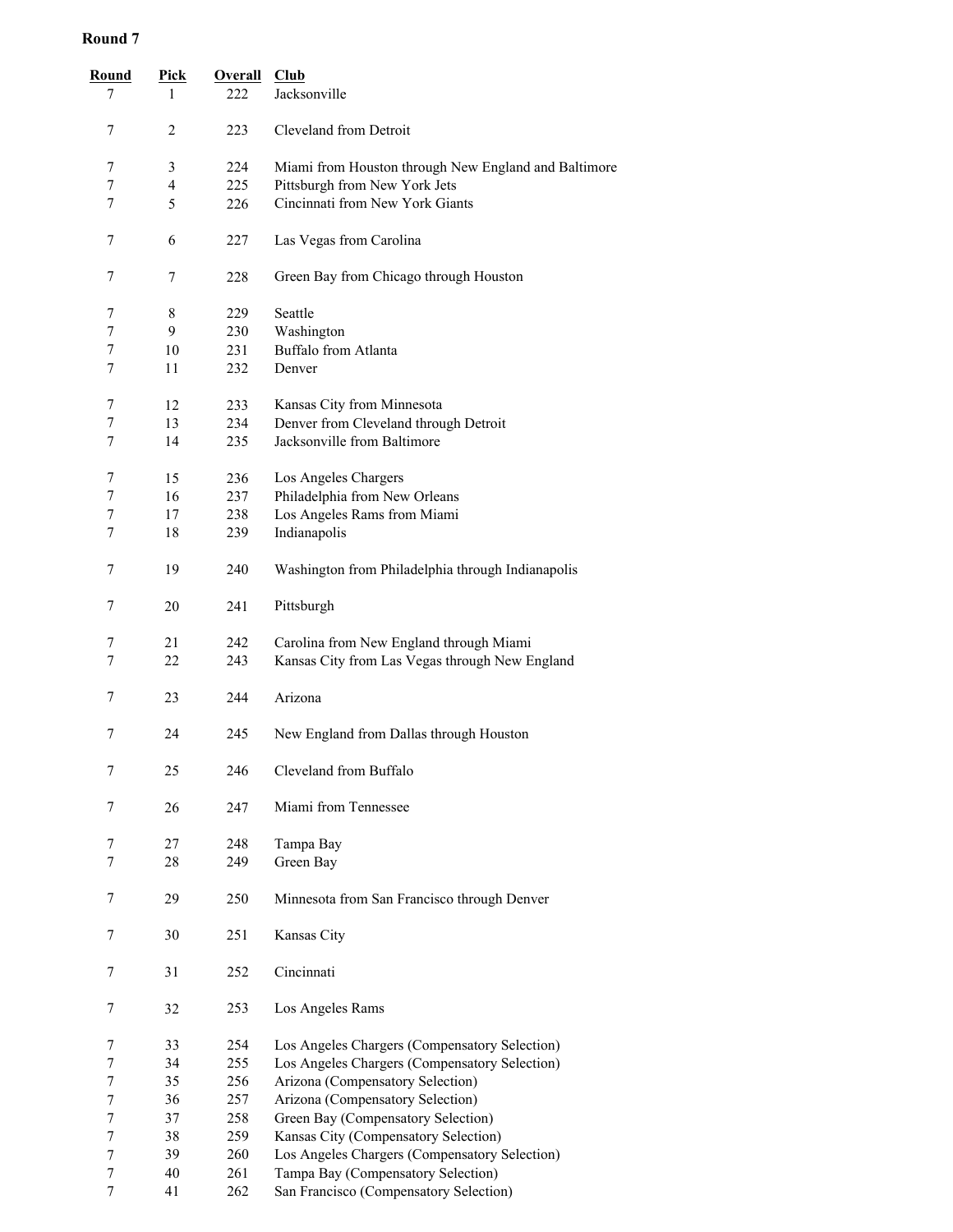**Round 7**

| Round | Pick | Overall | Club |
|---|---|---|---|
| 7 | 1 | 222 | Jacksonville |
| 7 | 2 | 223 | Cleveland from Detroit |
| 7 | 3 | 224 | Miami from Houston through New England and Baltimore |
| 7 | 4 | 225 | Pittsburgh from New York Jets |
| 7 | 5 | 226 | Cincinnati from New York Giants |
| 7 | 6 | 227 | Las Vegas from Carolina |
| 7 | 7 | 228 | Green Bay from Chicago through Houston |
| 7 | 8 | 229 | Seattle |
| 7 | 9 | 230 | Washington |
| 7 | 10 | 231 | Buffalo from Atlanta |
| 7 | 11 | 232 | Denver |
| 7 | 12 | 233 | Kansas City from Minnesota |
| 7 | 13 | 234 | Denver from Cleveland through Detroit |
| 7 | 14 | 235 | Jacksonville from Baltimore |
| 7 | 15 | 236 | Los Angeles Chargers |
| 7 | 16 | 237 | Philadelphia from New Orleans |
| 7 | 17 | 238 | Los Angeles Rams from Miami |
| 7 | 18 | 239 | Indianapolis |
| 7 | 19 | 240 | Washington from Philadelphia through Indianapolis |
| 7 | 20 | 241 | Pittsburgh |
| 7 | 21 | 242 | Carolina from New England through Miami |
| 7 | 22 | 243 | Kansas City from Las Vegas through New England |
| 7 | 23 | 244 | Arizona |
| 7 | 24 | 245 | New England from Dallas through Houston |
| 7 | 25 | 246 | Cleveland from Buffalo |
| 7 | 26 | 247 | Miami from Tennessee |
| 7 | 27 | 248 | Tampa Bay |
| 7 | 28 | 249 | Green Bay |
| 7 | 29 | 250 | Minnesota from San Francisco through Denver |
| 7 | 30 | 251 | Kansas City |
| 7 | 31 | 252 | Cincinnati |
| 7 | 32 | 253 | Los Angeles Rams |
| 7 | 33 | 254 | Los Angeles Chargers (Compensatory Selection) |
| 7 | 34 | 255 | Los Angeles Chargers (Compensatory Selection) |
| 7 | 35 | 256 | Arizona (Compensatory Selection) |
| 7 | 36 | 257 | Arizona (Compensatory Selection) |
| 7 | 37 | 258 | Green Bay (Compensatory Selection) |
| 7 | 38 | 259 | Kansas City (Compensatory Selection) |
| 7 | 39 | 260 | Los Angeles Chargers (Compensatory Selection) |
| 7 | 40 | 261 | Tampa Bay (Compensatory Selection) |
| 7 | 41 | 262 | San Francisco (Compensatory Selection) |